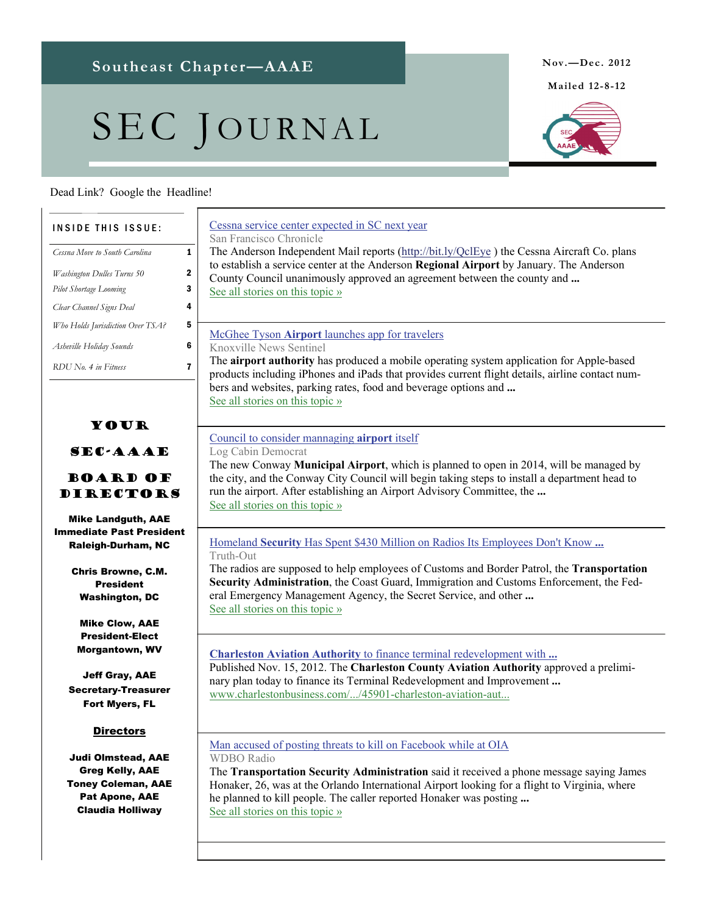# Southeast Chapter—AAAE

# SEC Journal

Nov.—Dec. 2012

Mailed 12-8-12

Dead Link? Google the Headline!

**INSIDE THIS ISSUE:**

| | |
|---|---|
| *Cessna Move to South Carolina* | 1 |
| *Washington Dulles Turns 50* | 2 |
| *Pilot Shortage Looming* | 3 |
| *Clear Channel Signs Deal* | 4 |
| *Who Holds Jurisdiction Over TSA?* | 5 |
| *Asheville Holiday Sounds* | 6 |
| *RDU No. 4 in Fitness* | 7 |

## YOUR SEC-AAAE BOARD OF DIRECTORS

**Mike Landguth, AAE**
**Immediate Past President**
**Raleigh-Durham, NC**

**Chris Browne, C.M.**
**President**
**Washington, DC**

**Mike Clow, AAE**
**President-Elect**
**Morgantown, WV**

**Jeff Gray, AAE**
**Secretary-Treasurer**
**Fort Myers, FL**

**Directors**

**Judi Olmstead, AAE**
**Greg Kelly, AAE**
**Toney Coleman, AAE**
**Pat Apone, AAE**
**Claudia Holliway**

---

Cessna service center expected in SC next year

San Francisco Chronicle

The Anderson Independent Mail reports (http://bit.ly/QclEye ) the Cessna Aircraft Co. plans to establish a service center at the Anderson **Regional Airport** by January. The Anderson County Council unanimously approved an agreement between the county and **...**

See all stories on this topic »

---

McGhee Tyson **Airport** launches app for travelers

Knoxville News Sentinel

The **airport authority** has produced a mobile operating system application for Apple-based products including iPhones and iPads that provides current flight details, airline contact numbers and websites, parking rates, food and beverage options and **...**

See all stories on this topic »

---

Council to consider mannaging **airport** itself

Log Cabin Democrat

The new Conway **Municipal Airport**, which is planned to open in 2014, will be managed by the city, and the Conway City Council will begin taking steps to install a department head to run the airport. After establishing an Airport Advisory Committee, the **...**

See all stories on this topic »

---

Homeland **Security** Has Spent $430 Million on Radios Its Employees Don't Know **...**

Truth-Out

The radios are supposed to help employees of Customs and Border Patrol, the **Transportation Security Administration**, the Coast Guard, Immigration and Customs Enforcement, the Federal Emergency Management Agency, the Secret Service, and other **...**

See all stories on this topic »

---

**Charleston Aviation Authority** to finance terminal redevelopment with **...**

Published Nov. 15, 2012. The **Charleston County Aviation Authority** approved a preliminary plan today to finance its Terminal Redevelopment and Improvement **...**

www.charlestonbusiness.com/.../45901-charleston-aviation-aut...

---

Man accused of posting threats to kill on Facebook while at OIA

WDBO Radio

The **Transportation Security Administration** said it received a phone message saying James Honaker, 26, was at the Orlando International Airport looking for a flight to Virginia, where he planned to kill people. The caller reported Honaker was posting **...**

See all stories on this topic »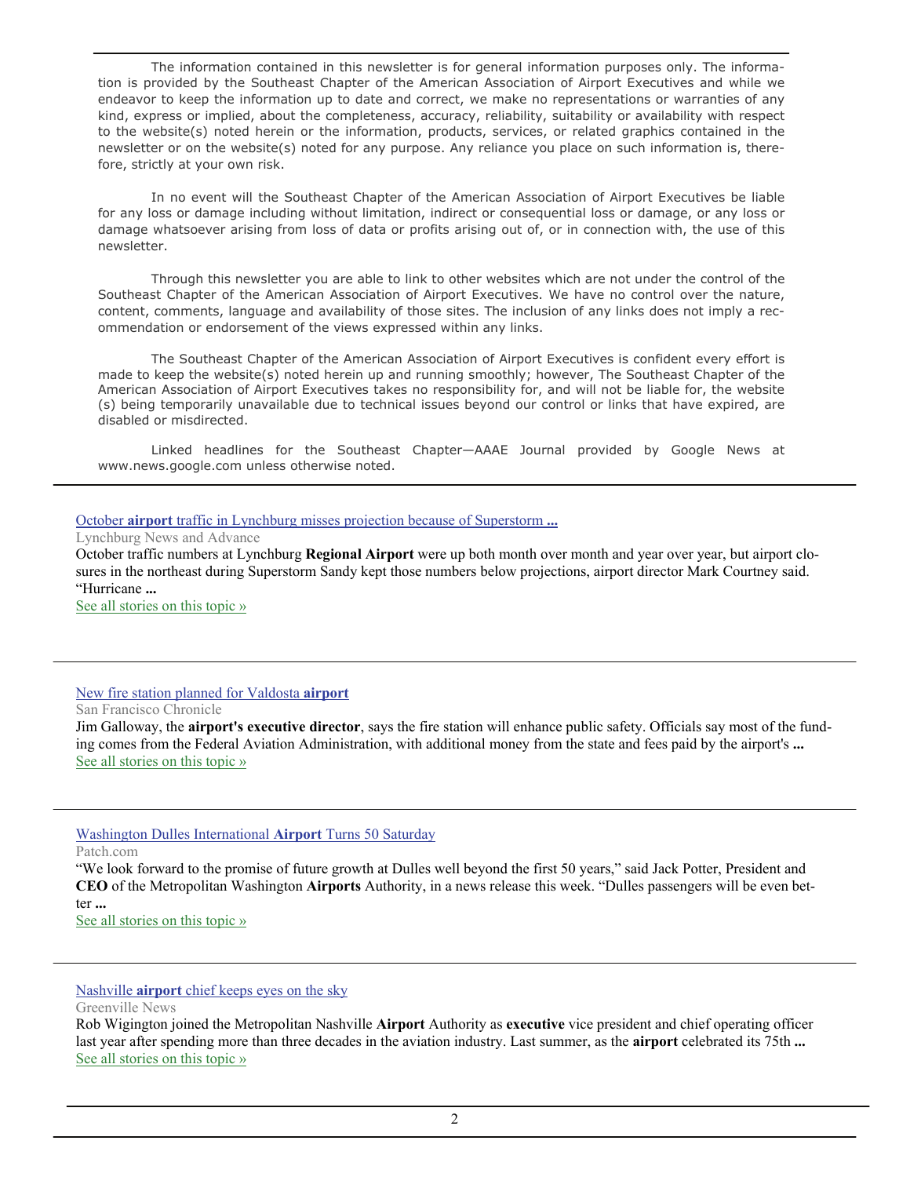The information contained in this newsletter is for general information purposes only. The information is provided by the Southeast Chapter of the American Association of Airport Executives and while we endeavor to keep the information up to date and correct, we make no representations or warranties of any kind, express or implied, about the completeness, accuracy, reliability, suitability or availability with respect to the website(s) noted herein or the information, products, services, or related graphics contained in the newsletter or on the website(s) noted for any purpose. Any reliance you place on such information is, therefore, strictly at your own risk.

In no event will the Southeast Chapter of the American Association of Airport Executives be liable for any loss or damage including without limitation, indirect or consequential loss or damage, or any loss or damage whatsoever arising from loss of data or profits arising out of, or in connection with, the use of this newsletter.

Through this newsletter you are able to link to other websites which are not under the control of the Southeast Chapter of the American Association of Airport Executives. We have no control over the nature, content, comments, language and availability of those sites. The inclusion of any links does not imply a recommendation or endorsement of the views expressed within any links.

The Southeast Chapter of the American Association of Airport Executives is confident every effort is made to keep the website(s) noted herein up and running smoothly; however, The Southeast Chapter of the American Association of Airport Executives takes no responsibility for, and will not be liable for, the website (s) being temporarily unavailable due to technical issues beyond our control or links that have expired, are disabled or misdirected.

Linked headlines for the Southeast Chapter—AAAE Journal provided by Google News at www.news.google.com unless otherwise noted.

---

October **airport** traffic in Lynchburg misses projection because of Superstorm **...**

Lynchburg News and Advance

October traffic numbers at Lynchburg **Regional Airport** were up both month over month and year over year, but airport closures in the northeast during Superstorm Sandy kept those numbers below projections, airport director Mark Courtney said. "Hurricane **...**

See all stories on this topic »

---

New fire station planned for Valdosta **airport**

San Francisco Chronicle

Jim Galloway, the **airport's executive director**, says the fire station will enhance public safety. Officials say most of the funding comes from the Federal Aviation Administration, with additional money from the state and fees paid by the airport's **...**

See all stories on this topic »

---

Washington Dulles International **Airport** Turns 50 Saturday

Patch.com

"We look forward to the promise of future growth at Dulles well beyond the first 50 years," said Jack Potter, President and **CEO** of the Metropolitan Washington **Airports** Authority, in a news release this week. "Dulles passengers will be even better **...**

See all stories on this topic »

---

Nashville **airport** chief keeps eyes on the sky

Greenville News

Rob Wigington joined the Metropolitan Nashville **Airport** Authority as **executive** vice president and chief operating officer last year after spending more than three decades in the aviation industry. Last summer, as the **airport** celebrated its 75th **...**

See all stories on this topic »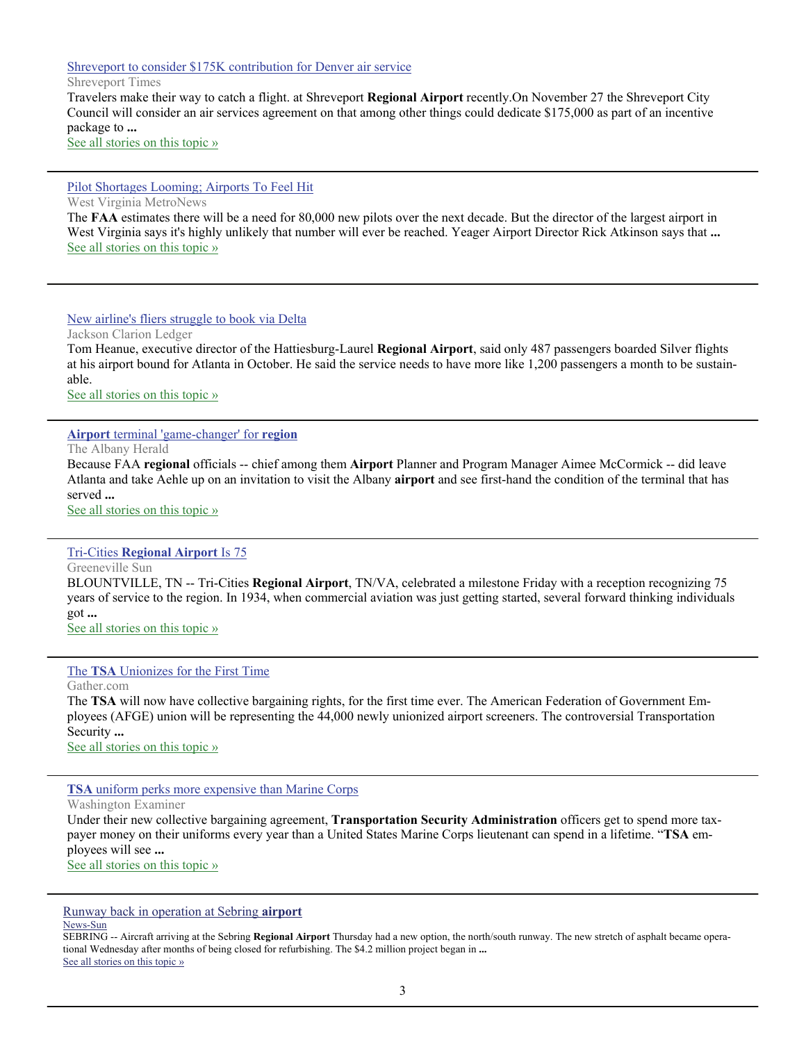[Shreveport to consider $175K contribution for Denver air service]

Shreveport Times

Travelers make their way to catch a flight. at Shreveport **Regional Airport** recently.On November 27 the Shreveport City Council will consider an air services agreement on that among other things could dedicate $175,000 as part of an incentive package to **...**

See all stories on this topic »

---

[Pilot Shortages Looming; Airports To Feel Hit]

West Virginia MetroNews

The **FAA** estimates there will be a need for 80,000 new pilots over the next decade. But the director of the largest airport in West Virginia says it's highly unlikely that number will ever be reached. Yeager Airport Director Rick Atkinson says that **...**

See all stories on this topic »

---

[New airline's fliers struggle to book via Delta]

Jackson Clarion Ledger

Tom Heanue, executive director of the Hattiesburg-Laurel **Regional Airport**, said only 487 passengers boarded Silver flights at his airport bound for Atlanta in October. He said the service needs to have more like 1,200 passengers a month to be sustainable.

See all stories on this topic »

---

[**Airport** terminal 'game-changer' for **region**]

The Albany Herald

Because FAA **regional** officials -- chief among them **Airport** Planner and Program Manager Aimee McCormick -- did leave Atlanta and take Aehle up on an invitation to visit the Albany **airport** and see first-hand the condition of the terminal that has served **...**

See all stories on this topic »

---

[Tri-Cities **Regional Airport** Is 75]

Greeneville Sun

BLOUNTVILLE, TN -- Tri-Cities **Regional Airport**, TN/VA, celebrated a milestone Friday with a reception recognizing 75 years of service to the region. In 1934, when commercial aviation was just getting started, several forward thinking individuals got **...**

See all stories on this topic »

---

[The **TSA** Unionizes for the First Time]

Gather.com

The **TSA** will now have collective bargaining rights, for the first time ever. The American Federation of Government Employees (AFGE) union will be representing the 44,000 newly unionized airport screeners. The controversial Transportation Security **...**

See all stories on this topic »

---

[**TSA** uniform perks more expensive than Marine Corps]

Washington Examiner

Under their new collective bargaining agreement, **Transportation Security Administration** officers get to spend more taxpayer money on their uniforms every year than a United States Marine Corps lieutenant can spend in a lifetime. "**TSA** employees will see **...**

See all stories on this topic »

---

[Runway back in operation at Sebring **airport**]

News-Sun

SEBRING -- Aircraft arriving at the Sebring **Regional Airport** Thursday had a new option, the north/south runway. The new stretch of asphalt became operational Wednesday after months of being closed for refurbishing. The $4.2 million project began in **...**

See all stories on this topic »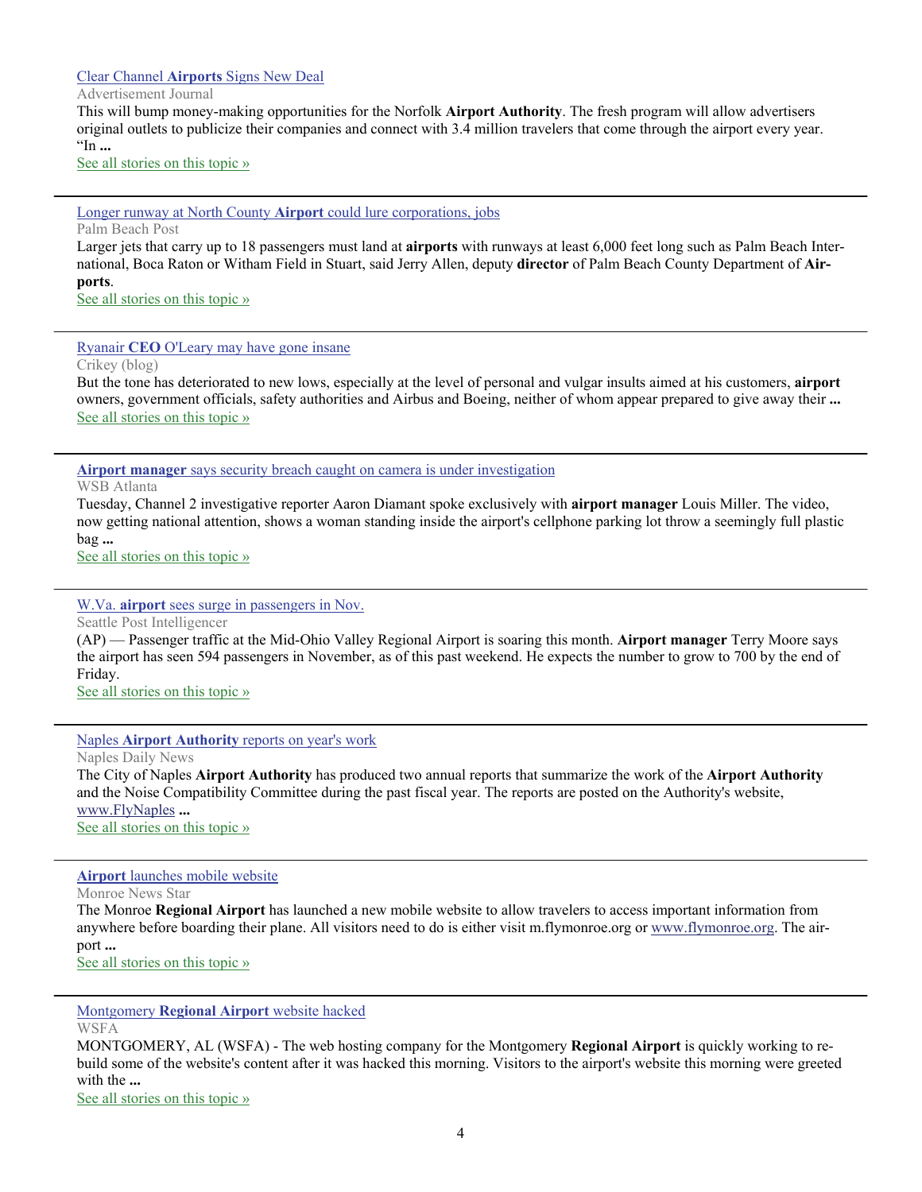[Clear Channel **Airports** Signs New Deal]

Advertisement Journal

This will bump money-making opportunities for the Norfolk **Airport Authority**. The fresh program will allow advertisers original outlets to publicize their companies and connect with 3.4 million travelers that come through the airport every year. "In **...**

See all stories on this topic »

---

[Longer runway at North County **Airport** could lure corporations, jobs]

Palm Beach Post

Larger jets that carry up to 18 passengers must land at **airports** with runways at least 6,000 feet long such as Palm Beach International, Boca Raton or Witham Field in Stuart, said Jerry Allen, deputy **director** of Palm Beach County Department of **Airports**.

See all stories on this topic »

---

[Ryanair **CEO** O'Leary may have gone insane]

Crikey (blog)

But the tone has deteriorated to new lows, especially at the level of personal and vulgar insults aimed at his customers, **airport** owners, government officials, safety authorities and Airbus and Boeing, neither of whom appear prepared to give away their **...**

See all stories on this topic »

---

[**Airport manager** says security breach caught on camera is under investigation]

WSB Atlanta

Tuesday, Channel 2 investigative reporter Aaron Diamant spoke exclusively with **airport manager** Louis Miller. The video, now getting national attention, shows a woman standing inside the airport's cellphone parking lot throw a seemingly full plastic bag **...**

See all stories on this topic »

---

[W.Va. **airport** sees surge in passengers in Nov.]

Seattle Post Intelligencer

(AP) — Passenger traffic at the Mid-Ohio Valley Regional Airport is soaring this month. **Airport manager** Terry Moore says the airport has seen 594 passengers in November, as of this past weekend. He expects the number to grow to 700 by the end of Friday.

See all stories on this topic »

---

[Naples **Airport Authority** reports on year's work]

Naples Daily News

The City of Naples **Airport Authority** has produced two annual reports that summarize the work of the **Airport Authority** and the Noise Compatibility Committee during the past fiscal year. The reports are posted on the Authority's website, www.FlyNaples **...**

See all stories on this topic »

---

[**Airport** launches mobile website]

Monroe News Star

The Monroe **Regional Airport** has launched a new mobile website to allow travelers to access important information from anywhere before boarding their plane. All visitors need to do is either visit m.flymonroe.org or www.flymonroe.org. The airport **...**

See all stories on this topic »

---

[Montgomery **Regional Airport** website hacked]

WSFA

MONTGOMERY, AL (WSFA) - The web hosting company for the Montgomery **Regional Airport** is quickly working to rebuild some of the website's content after it was hacked this morning. Visitors to the airport's website this morning were greeted with the **...**

See all stories on this topic »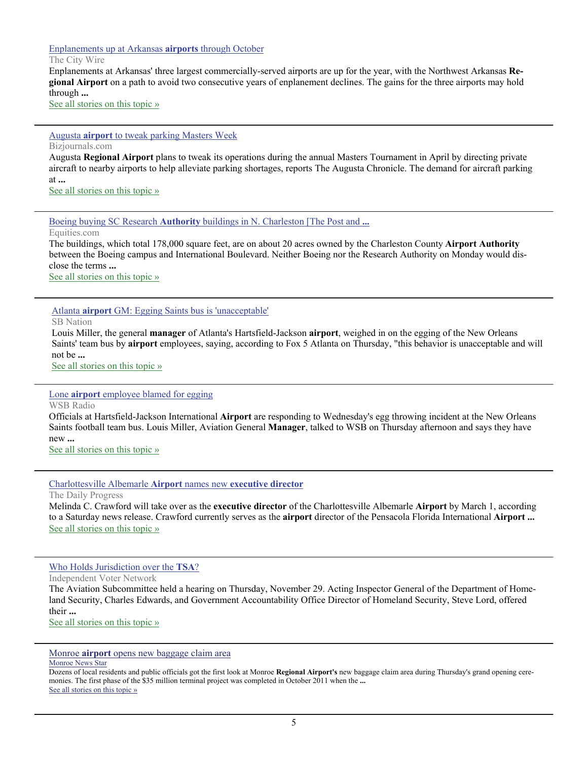[Enplanements up at Arkansas **airports** through October]

The City Wire

Enplanements at Arkansas' three largest commercially-served airports are up for the year, with the Northwest Arkansas **Regional Airport** on a path to avoid two consecutive years of enplanement declines. The gains for the three airports may hold through **...**

See all stories on this topic »

---

[Augusta **airport** to tweak parking Masters Week]

Bizjournals.com

Augusta **Regional Airport** plans to tweak its operations during the annual Masters Tournament in April by directing private aircraft to nearby airports to help alleviate parking shortages, reports The Augusta Chronicle. The demand for aircraft parking at **...**

See all stories on this topic »

---

[Boeing buying SC Research **Authority** buildings in N. Charleston [The Post and **...**]

Equities.com

The buildings, which total 178,000 square feet, are on about 20 acres owned by the Charleston County **Airport Authority** between the Boeing campus and International Boulevard. Neither Boeing nor the Research Authority on Monday would disclose the terms **...**

See all stories on this topic »

---

[Atlanta **airport** GM: Egging Saints bus is 'unacceptable']

SB Nation

Louis Miller, the general **manager** of Atlanta's Hartsfield-Jackson **airport**, weighed in on the egging of the New Orleans Saints' team bus by **airport** employees, saying, according to Fox 5 Atlanta on Thursday, "this behavior is unacceptable and will not be **...**

See all stories on this topic »

---

[Lone **airport** employee blamed for egging]

WSB Radio

Officials at Hartsfield-Jackson International **Airport** are responding to Wednesday's egg throwing incident at the New Orleans Saints football team bus. Louis Miller, Aviation General **Manager**, talked to WSB on Thursday afternoon and says they have new **...**

See all stories on this topic »

---

[Charlottesville Albemarle **Airport** names new **executive director**]

The Daily Progress

Melinda C. Crawford will take over as the **executive director** of the Charlottesville Albemarle **Airport** by March 1, according to a Saturday news release. Crawford currently serves as the **airport** director of the Pensacola Florida International **Airport ...**

See all stories on this topic »

---

[Who Holds Jurisdiction over the **TSA**?]

Independent Voter Network

The Aviation Subcommittee held a hearing on Thursday, November 29. Acting Inspector General of the Department of Homeland Security, Charles Edwards, and Government Accountability Office Director of Homeland Security, Steve Lord, offered their **...**

See all stories on this topic »

---

[Monroe **airport** opens new baggage claim area]

Monroe News Star

Dozens of local residents and public officials got the first look at Monroe **Regional Airport's** new baggage claim area during Thursday's grand opening ceremonies. The first phase of the $35 million terminal project was completed in October 2011 when the **...**

See all stories on this topic »

---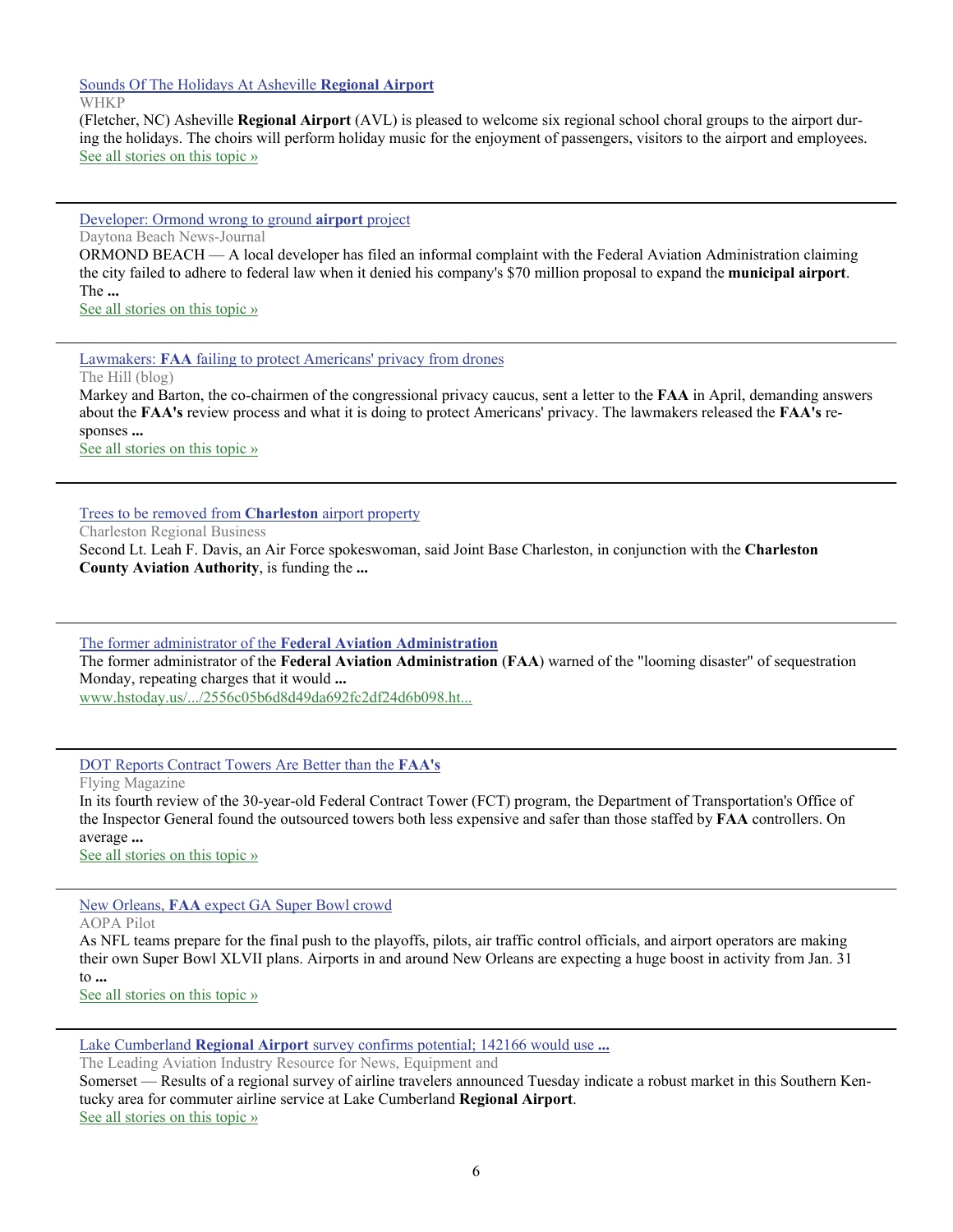[Sounds Of The Holidays At Asheville **Regional Airport**]
WHKP
(Fletcher, NC) Asheville **Regional Airport** (AVL) is pleased to welcome six regional school choral groups to the airport during the holidays. The choirs will perform holiday music for the enjoyment of passengers, visitors to the airport and employees.
See all stories on this topic »

---

[Developer: Ormond wrong to ground **airport** project]
Daytona Beach News-Journal
ORMOND BEACH — A local developer has filed an informal complaint with the Federal Aviation Administration claiming the city failed to adhere to federal law when it denied his company's $70 million proposal to expand the **municipal airport**. The **...**
See all stories on this topic »

---

[Lawmakers: **FAA** failing to protect Americans' privacy from drones]
The Hill (blog)
Markey and Barton, the co-chairmen of the congressional privacy caucus, sent a letter to the **FAA** in April, demanding answers about the **FAA's** review process and what it is doing to protect Americans' privacy. The lawmakers released the **FAA's** responses **...**
See all stories on this topic »

---

[Trees to be removed from **Charleston** airport property]
Charleston Regional Business
Second Lt. Leah F. Davis, an Air Force spokeswoman, said Joint Base Charleston, in conjunction with the **Charleston County Aviation Authority**, is funding the **...**

---

[The former administrator of the **Federal Aviation Administration**]
The former administrator of the **Federal Aviation Administration** (**FAA**) warned of the "looming disaster" of sequestration Monday, repeating charges that it would **...**
www.hstoday.us/.../2556c05b6d8d49da692fc2df24d6b098.ht...

---

[DOT Reports Contract Towers Are Better than the **FAA's**]
Flying Magazine
In its fourth review of the 30-year-old Federal Contract Tower (FCT) program, the Department of Transportation's Office of the Inspector General found the outsourced towers both less expensive and safer than those staffed by **FAA** controllers. On average **...**
See all stories on this topic »

---

[New Orleans, **FAA** expect GA Super Bowl crowd]
AOPA Pilot
As NFL teams prepare for the final push to the playoffs, pilots, air traffic control officials, and airport operators are making their own Super Bowl XLVII plans. Airports in and around New Orleans are expecting a huge boost in activity from Jan. 31 to **...**
See all stories on this topic »

---

[Lake Cumberland **Regional Airport** survey confirms potential; 142166 would use **...**]
The Leading Aviation Industry Resource for News, Equipment and
Somerset — Results of a regional survey of airline travelers announced Tuesday indicate a robust market in this Southern Kentucky area for commuter airline service at Lake Cumberland **Regional Airport**.
See all stories on this topic »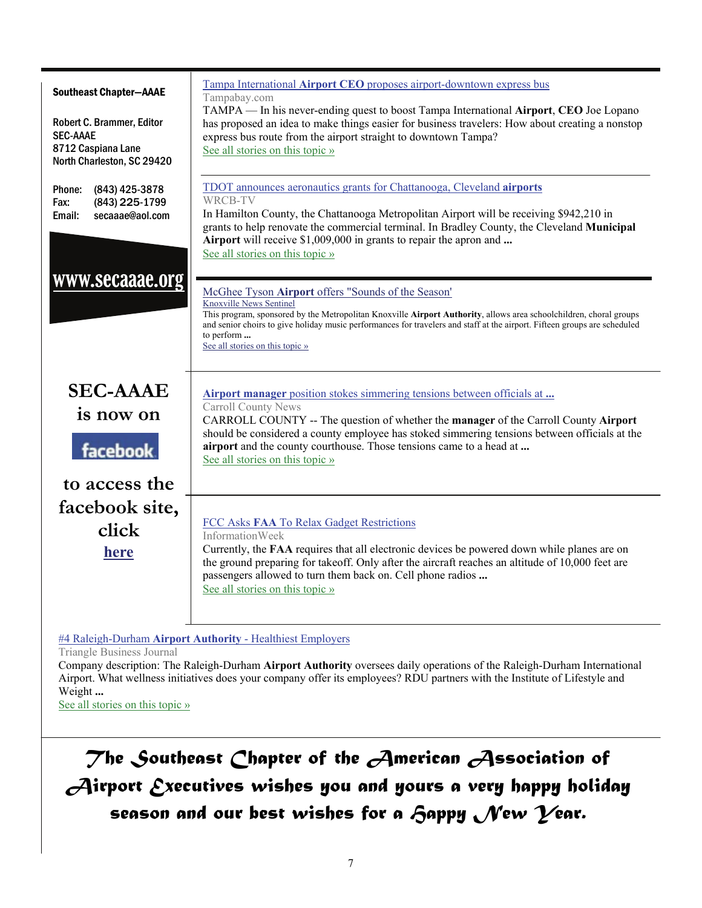**Southeast Chapter—AAAE**

Robert C. Brammer, Editor
SEC-AAAE
8712 Caspiana Lane
North Charleston, SC 29420

Phone: (843) 425-3878
Fax: (843) 225-1799
Email: secaaae@aol.com

**www.secaaae.org**

**SEC-AAAE is now on facebook to access the facebook site, click here**

[Tampa International **Airport CEO** proposes airport-downtown express bus]

Tampabay.com

TAMPA — In his never-ending quest to boost Tampa International **Airport**, **CEO** Joe Lopano has proposed an idea to make things easier for business travelers: How about creating a nonstop express bus route from the airport straight to downtown Tampa?

See all stories on this topic »

---

[TDOT announces aeronautics grants for Chattanooga, Cleveland **airports**]

WRCB-TV

In Hamilton County, the Chattanooga Metropolitan Airport will be receiving $942,210 in grants to help renovate the commercial terminal. In Bradley County, the Cleveland **Municipal Airport** will receive $1,009,000 in grants to repair the apron and **...**

See all stories on this topic »

---

[McGhee Tyson **Airport** offers "Sounds of the Season']

Knoxville News Sentinel

This program, sponsored by the Metropolitan Knoxville **Airport Authority**, allows area schoolchildren, choral groups and senior choirs to give holiday music performances for travelers and staff at the airport. Fifteen groups are scheduled to perform **...**

See all stories on this topic »

---

[**Airport manager** position stokes simmering tensions between officials at **...**]

Carroll County News

CARROLL COUNTY -- The question of whether the **manager** of the Carroll County **Airport** should be considered a county employee has stoked simmering tensions between officials at the **airport** and the county courthouse. Those tensions came to a head at **...**

See all stories on this topic »

---

[FCC Asks **FAA** To Relax Gadget Restrictions]

InformationWeek

Currently, the **FAA** requires that all electronic devices be powered down while planes are on the ground preparing for takeoff. Only after the aircraft reaches an altitude of 10,000 feet are passengers allowed to turn them back on. Cell phone radios **...**

See all stories on this topic »

---

[#4 Raleigh-Durham **Airport Authority** - Healthiest Employers]

Triangle Business Journal

Company description: The Raleigh-Durham **Airport Authority** oversees daily operations of the Raleigh-Durham International Airport. What wellness initiatives does your company offer its employees? RDU partners with the Institute of Lifestyle and Weight **...**

See all stories on this topic »

---

***The Southeast Chapter of the American Association of Airport Executives wishes you and yours a very happy holiday season and our best wishes for a Happy New Year.***